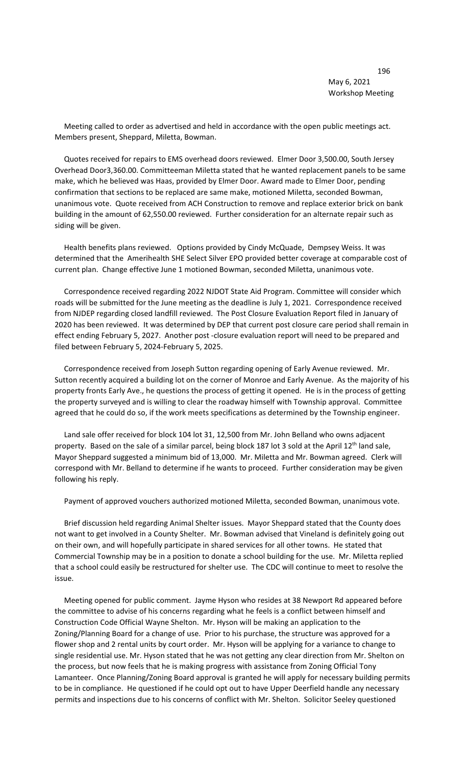May 6, 2021
Workshop Meeting

Meeting called to order as advertised and held in accordance with the open public meetings act. Members present, Sheppard, Miletta, Bowman.

Quotes received for repairs to EMS overhead doors reviewed. Elmer Door 3,500.00, South Jersey Overhead Door3,360.00. Committeeman Miletta stated that he wanted replacement panels to be same make, which he believed was Haas, provided by Elmer Door. Award made to Elmer Door, pending confirmation that sections to be replaced are same make, motioned Miletta, seconded Bowman, unanimous vote. Quote received from ACH Construction to remove and replace exterior brick on bank building in the amount of 62,550.00 reviewed. Further consideration for an alternate repair such as siding will be given.

Health benefits plans reviewed. Options provided by Cindy McQuade, Dempsey Weiss. It was determined that the Amerihealth SHE Select Silver EPO provided better coverage at comparable cost of current plan. Change effective June 1 motioned Bowman, seconded Miletta, unanimous vote.

Correspondence received regarding 2022 NJDOT State Aid Program. Committee will consider which roads will be submitted for the June meeting as the deadline is July 1, 2021. Correspondence received from NJDEP regarding closed landfill reviewed. The Post Closure Evaluation Report filed in January of 2020 has been reviewed. It was determined by DEP that current post closure care period shall remain in effect ending February 5, 2027. Another post -closure evaluation report will need to be prepared and filed between February 5, 2024-February 5, 2025.

Correspondence received from Joseph Sutton regarding opening of Early Avenue reviewed. Mr. Sutton recently acquired a building lot on the corner of Monroe and Early Avenue. As the majority of his property fronts Early Ave., he questions the process of getting it opened. He is in the process of getting the property surveyed and is willing to clear the roadway himself with Township approval. Committee agreed that he could do so, if the work meets specifications as determined by the Township engineer.

Land sale offer received for block 104 lot 31, 12,500 from Mr. John Belland who owns adjacent property. Based on the sale of a similar parcel, being block 187 lot 3 sold at the April 12th land sale, Mayor Sheppard suggested a minimum bid of 13,000. Mr. Miletta and Mr. Bowman agreed. Clerk will correspond with Mr. Belland to determine if he wants to proceed. Further consideration may be given following his reply.

Payment of approved vouchers authorized motioned Miletta, seconded Bowman, unanimous vote.

Brief discussion held regarding Animal Shelter issues. Mayor Sheppard stated that the County does not want to get involved in a County Shelter. Mr. Bowman advised that Vineland is definitely going out on their own, and will hopefully participate in shared services for all other towns. He stated that Commercial Township may be in a position to donate a school building for the use. Mr. Miletta replied that a school could easily be restructured for shelter use. The CDC will continue to meet to resolve the issue.

Meeting opened for public comment. Jayme Hyson who resides at 38 Newport Rd appeared before the committee to advise of his concerns regarding what he feels is a conflict between himself and Construction Code Official Wayne Shelton. Mr. Hyson will be making an application to the Zoning/Planning Board for a change of use. Prior to his purchase, the structure was approved for a flower shop and 2 rental units by court order. Mr. Hyson will be applying for a variance to change to single residential use. Mr. Hyson stated that he was not getting any clear direction from Mr. Shelton on the process, but now feels that he is making progress with assistance from Zoning Official Tony Lamanteer. Once Planning/Zoning Board approval is granted he will apply for necessary building permits to be in compliance. He questioned if he could opt out to have Upper Deerfield handle any necessary permits and inspections due to his concerns of conflict with Mr. Shelton. Solicitor Seeley questioned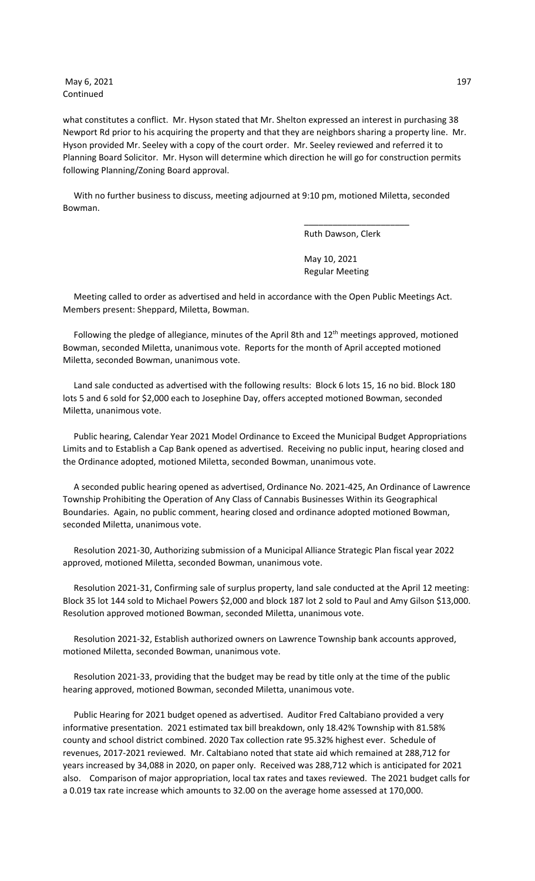what constitutes a conflict. Mr. Hyson stated that Mr. Shelton expressed an interest in purchasing 38 Newport Rd prior to his acquiring the property and that they are neighbors sharing a property line. Mr. Hyson provided Mr. Seeley with a copy of the court order. Mr. Seeley reviewed and referred it to Planning Board Solicitor. Mr. Hyson will determine which direction he will go for construction permits following Planning/Zoning Board approval.

With no further business to discuss, meeting adjourned at 9:10 pm, motioned Miletta, seconded Bowman.

\_\_\_\_\_\_\_\_\_\_\_\_\_\_\_\_\_\_\_\_\_\_\_\_

Ruth Dawson, Clerk

May 10, 2021
Regular Meeting

Meeting called to order as advertised and held in accordance with the Open Public Meetings Act. Members present: Sheppard, Miletta, Bowman.

Following the pledge of allegiance, minutes of the April 8th and 12th meetings approved, motioned Bowman, seconded Miletta, unanimous vote. Reports for the month of April accepted motioned Miletta, seconded Bowman, unanimous vote.

Land sale conducted as advertised with the following results: Block 6 lots 15, 16 no bid. Block 180 lots 5 and 6 sold for $2,000 each to Josephine Day, offers accepted motioned Bowman, seconded Miletta, unanimous vote.

Public hearing, Calendar Year 2021 Model Ordinance to Exceed the Municipal Budget Appropriations Limits and to Establish a Cap Bank opened as advertised. Receiving no public input, hearing closed and the Ordinance adopted, motioned Miletta, seconded Bowman, unanimous vote.

A seconded public hearing opened as advertised, Ordinance No. 2021-425, An Ordinance of Lawrence Township Prohibiting the Operation of Any Class of Cannabis Businesses Within its Geographical Boundaries. Again, no public comment, hearing closed and ordinance adopted motioned Bowman, seconded Miletta, unanimous vote.

Resolution 2021-30, Authorizing submission of a Municipal Alliance Strategic Plan fiscal year 2022 approved, motioned Miletta, seconded Bowman, unanimous vote.

Resolution 2021-31, Confirming sale of surplus property, land sale conducted at the April 12 meeting: Block 35 lot 144 sold to Michael Powers $2,000 and block 187 lot 2 sold to Paul and Amy Gilson $13,000. Resolution approved motioned Bowman, seconded Miletta, unanimous vote.

Resolution 2021-32, Establish authorized owners on Lawrence Township bank accounts approved, motioned Miletta, seconded Bowman, unanimous vote.

Resolution 2021-33, providing that the budget may be read by title only at the time of the public hearing approved, motioned Bowman, seconded Miletta, unanimous vote.

Public Hearing for 2021 budget opened as advertised. Auditor Fred Caltabiano provided a very informative presentation. 2021 estimated tax bill breakdown, only 18.42% Township with 81.58% county and school district combined. 2020 Tax collection rate 95.32% highest ever. Schedule of revenues, 2017-2021 reviewed. Mr. Caltabiano noted that state aid which remained at 288,712 for years increased by 34,088 in 2020, on paper only. Received was 288,712 which is anticipated for 2021 also. Comparison of major appropriation, local tax rates and taxes reviewed. The 2021 budget calls for a 0.019 tax rate increase which amounts to 32.00 on the average home assessed at 170,000.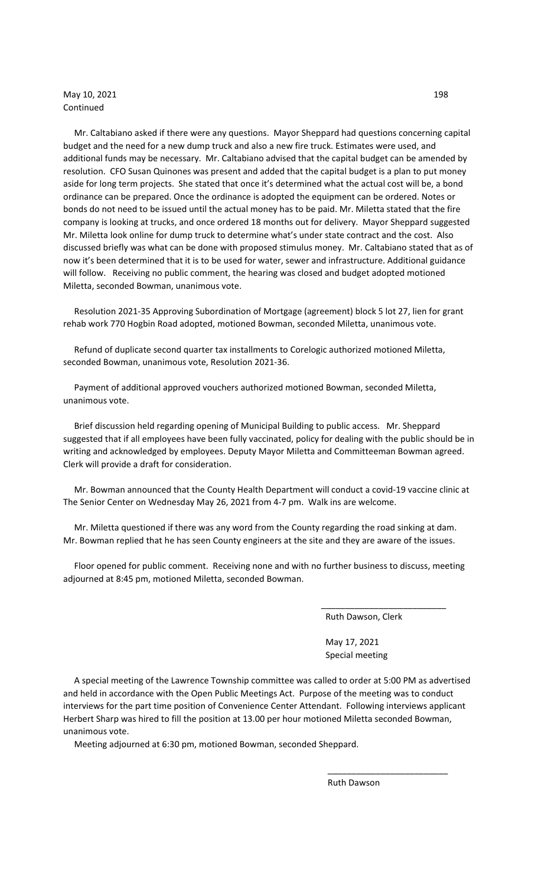May 10, 2021
Continued

Mr. Caltabiano asked if there were any questions. Mayor Sheppard had questions concerning capital budget and the need for a new dump truck and also a new fire truck. Estimates were used, and additional funds may be necessary. Mr. Caltabiano advised that the capital budget can be amended by resolution. CFO Susan Quinones was present and added that the capital budget is a plan to put money aside for long term projects. She stated that once it's determined what the actual cost will be, a bond ordinance can be prepared. Once the ordinance is adopted the equipment can be ordered. Notes or bonds do not need to be issued until the actual money has to be paid. Mr. Miletta stated that the fire company is looking at trucks, and once ordered 18 months out for delivery. Mayor Sheppard suggested Mr. Miletta look online for dump truck to determine what's under state contract and the cost. Also discussed briefly was what can be done with proposed stimulus money. Mr. Caltabiano stated that as of now it's been determined that it is to be used for water, sewer and infrastructure. Additional guidance will follow. Receiving no public comment, the hearing was closed and budget adopted motioned Miletta, seconded Bowman, unanimous vote.

Resolution 2021-35 Approving Subordination of Mortgage (agreement) block 5 lot 27, lien for grant rehab work 770 Hogbin Road adopted, motioned Bowman, seconded Miletta, unanimous vote.

Refund of duplicate second quarter tax installments to Corelogic authorized motioned Miletta, seconded Bowman, unanimous vote, Resolution 2021-36.

Payment of additional approved vouchers authorized motioned Bowman, seconded Miletta, unanimous vote.

Brief discussion held regarding opening of Municipal Building to public access. Mr. Sheppard suggested that if all employees have been fully vaccinated, policy for dealing with the public should be in writing and acknowledged by employees. Deputy Mayor Miletta and Committeeman Bowman agreed. Clerk will provide a draft for consideration.

Mr. Bowman announced that the County Health Department will conduct a covid-19 vaccine clinic at The Senior Center on Wednesday May 26, 2021 from 4-7 pm. Walk ins are welcome.

Mr. Miletta questioned if there was any word from the County regarding the road sinking at dam. Mr. Bowman replied that he has seen County engineers at the site and they are aware of the issues.

Floor opened for public comment. Receiving none and with no further business to discuss, meeting adjourned at 8:45 pm, motioned Miletta, seconded Bowman.

\_\_\_\_\_\_\_\_\_\_\_\_\_\_\_\_\_\_\_\_\_\_\_\_\_\_
Ruth Dawson, Clerk

May 17, 2021
Special meeting

A special meeting of the Lawrence Township committee was called to order at 5:00 PM as advertised and held in accordance with the Open Public Meetings Act. Purpose of the meeting was to conduct interviews for the part time position of Convenience Center Attendant. Following interviews applicant Herbert Sharp was hired to fill the position at 13.00 per hour motioned Miletta seconded Bowman, unanimous vote.

Meeting adjourned at 6:30 pm, motioned Bowman, seconded Sheppard.

\_\_\_\_\_\_\_\_\_\_\_\_\_\_\_\_\_\_\_\_\_\_\_\_\_\_
Ruth Dawson